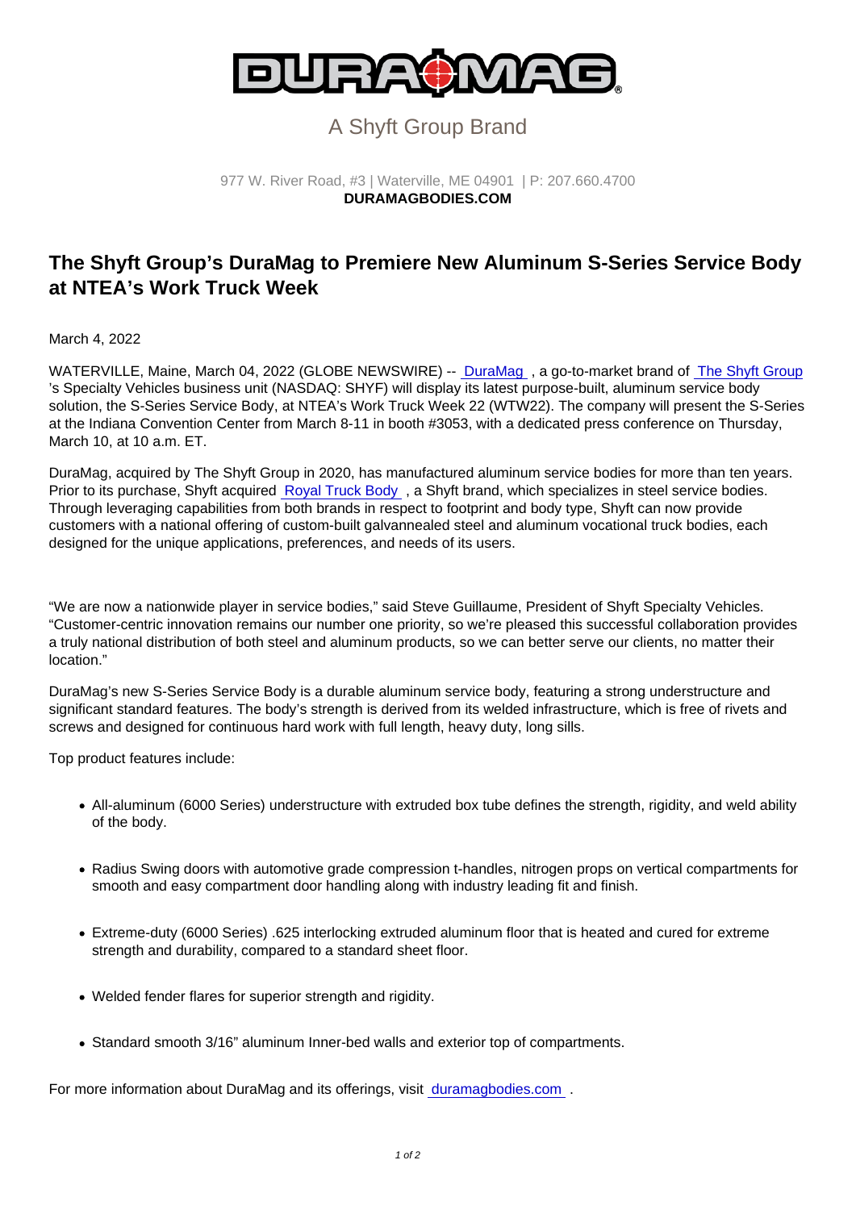# DURAMAG

A Shyft Group Brand

977 W. River Road, #3 | Waterville, ME 04901 | P: 207.660.4700
**DURAMAGBODIES.COM**

## The Shyft Group's DuraMag to Premiere New Aluminum S-Series Service Body at NTEA's Work Truck Week

March 4, 2022

WATERVILLE, Maine, March 04, 2022 (GLOBE NEWSWIRE) -- DuraMag , a go-to-market brand of The Shyft Group 's Specialty Vehicles business unit (NASDAQ: SHYF) will display its latest purpose-built, aluminum service body solution, the S-Series Service Body, at NTEA's Work Truck Week 22 (WTW22). The company will present the S-Series at the Indiana Convention Center from March 8-11 in booth #3053, with a dedicated press conference on Thursday, March 10, at 10 a.m. ET.

DuraMag, acquired by The Shyft Group in 2020, has manufactured aluminum service bodies for more than ten years. Prior to its purchase, Shyft acquired Royal Truck Body , a Shyft brand, which specializes in steel service bodies. Through leveraging capabilities from both brands in respect to footprint and body type, Shyft can now provide customers with a national offering of custom-built galvannealed steel and aluminum vocational truck bodies, each designed for the unique applications, preferences, and needs of its users.

"We are now a nationwide player in service bodies," said Steve Guillaume, President of Shyft Specialty Vehicles. "Customer-centric innovation remains our number one priority, so we're pleased this successful collaboration provides a truly national distribution of both steel and aluminum products, so we can better serve our clients, no matter their location."

DuraMag's new S-Series Service Body is a durable aluminum service body, featuring a strong understructure and significant standard features. The body's strength is derived from its welded infrastructure, which is free of rivets and screws and designed for continuous hard work with full length, heavy duty, long sills.

Top product features include:

- All-aluminum (6000 Series) understructure with extruded box tube defines the strength, rigidity, and weld ability of the body.
- Radius Swing doors with automotive grade compression t-handles, nitrogen props on vertical compartments for smooth and easy compartment door handling along with industry leading fit and finish.
- Extreme-duty (6000 Series) .625 interlocking extruded aluminum floor that is heated and cured for extreme strength and durability, compared to a standard sheet floor.
- Welded fender flares for superior strength and rigidity.
- Standard smooth 3/16" aluminum Inner-bed walls and exterior top of compartments.

For more information about DuraMag and its offerings, visit duramagbodies.com .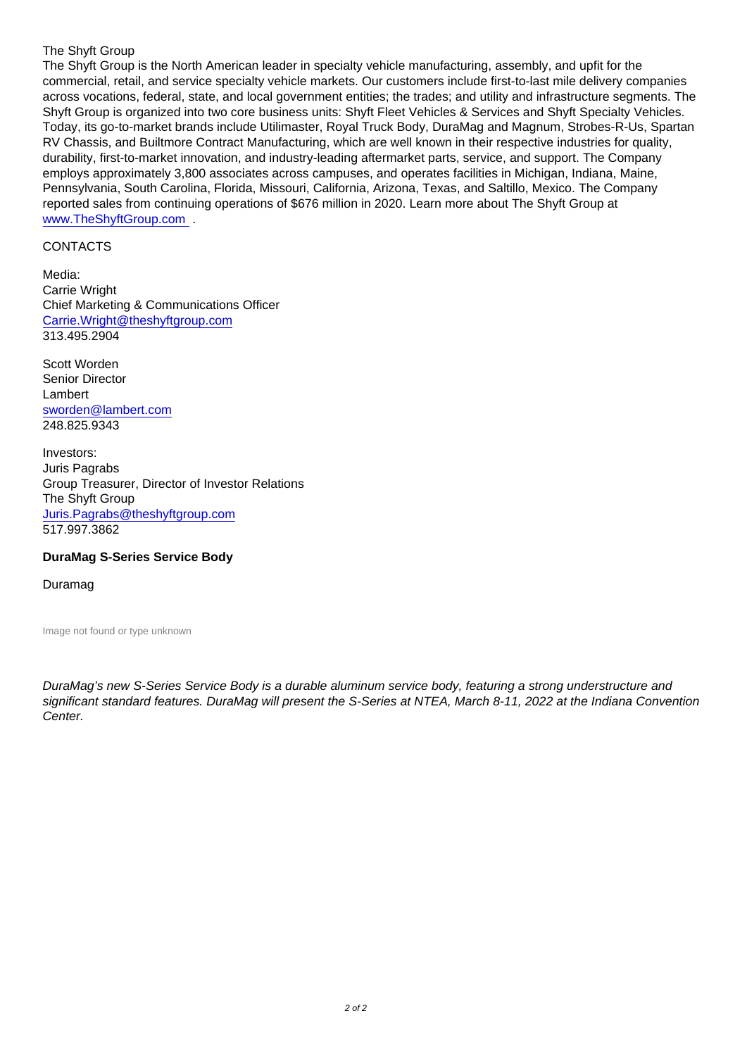The Shyft Group

The Shyft Group is the North American leader in specialty vehicle manufacturing, assembly, and upfit for the commercial, retail, and service specialty vehicle markets. Our customers include first-to-last mile delivery companies across vocations, federal, state, and local government entities; the trades; and utility and infrastructure segments. The Shyft Group is organized into two core business units: Shyft Fleet Vehicles & Services and Shyft Specialty Vehicles. Today, its go-to-market brands include Utilimaster, Royal Truck Body, DuraMag and Magnum, Strobes-R-Us, Spartan RV Chassis, and Builtmore Contract Manufacturing, which are well known in their respective industries for quality, durability, first-to-market innovation, and industry-leading aftermarket parts, service, and support. The Company employs approximately 3,800 associates across campuses, and operates facilities in Michigan, Indiana, Maine, Pennsylvania, South Carolina, Florida, Missouri, California, Arizona, Texas, and Saltillo, Mexico. The Company reported sales from continuing operations of $676 million in 2020. Learn more about The Shyft Group at www.TheShyftGroup.com .

CONTACTS

Media:
Carrie Wright
Chief Marketing & Communications Officer
Carrie.Wright@theshyftgroup.com
313.495.2904

Scott Worden
Senior Director
Lambert
sworden@lambert.com
248.825.9343

Investors:
Juris Pagrabs
Group Treasurer, Director of Investor Relations
The Shyft Group
Juris.Pagrabs@theshyftgroup.com
517.997.3862

**DuraMag S-Series Service Body**

Duramag

Image not found or type unknown

*DuraMag's new S-Series Service Body is a durable aluminum service body, featuring a strong understructure and significant standard features. DuraMag will present the S-Series at NTEA, March 8-11, 2022 at the Indiana Convention Center.*